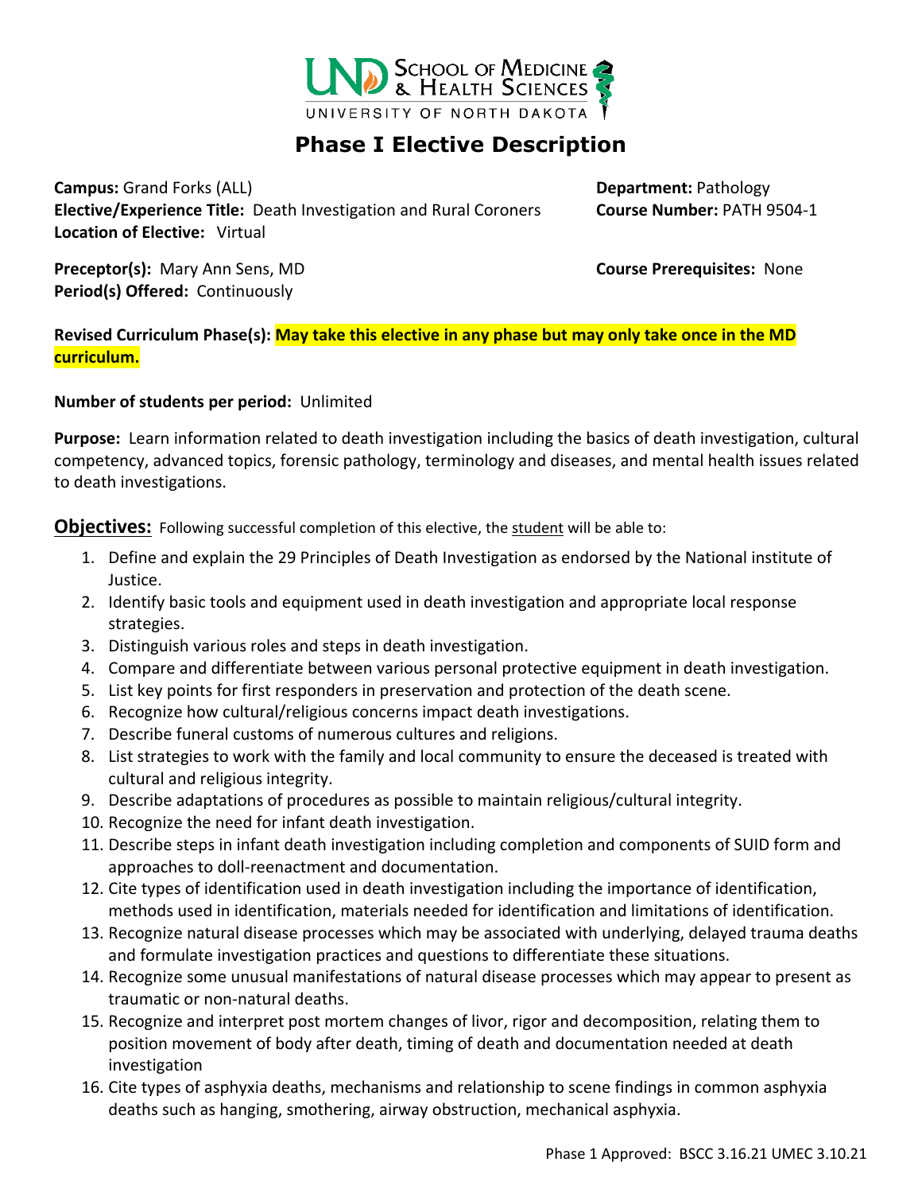# Phase I Elective Description

**Campus:** Grand Forks (ALL)
**Elective/Experience Title:** Death Investigation and Rural Coroners
**Location of Elective:** Virtual

**Department:** Pathology
**Course Number:** PATH 9504-1

**Preceptor(s):** Mary Ann Sens, MD
**Period(s) Offered:** Continuously

**Course Prerequisites:** None

**Revised Curriculum Phase(s): May take this elective in any phase but may only take once in the MD curriculum.**

**Number of students per period:** Unlimited

**Purpose:** Learn information related to death investigation including the basics of death investigation, cultural competency, advanced topics, forensic pathology, terminology and diseases, and mental health issues related to death investigations.

**Objectives:** Following successful completion of this elective, the student will be able to:

1. Define and explain the 29 Principles of Death Investigation as endorsed by the National institute of Justice.
2. Identify basic tools and equipment used in death investigation and appropriate local response strategies.
3. Distinguish various roles and steps in death investigation.
4. Compare and differentiate between various personal protective equipment in death investigation.
5. List key points for first responders in preservation and protection of the death scene.
6. Recognize how cultural/religious concerns impact death investigations.
7. Describe funeral customs of numerous cultures and religions.
8. List strategies to work with the family and local community to ensure the deceased is treated with cultural and religious integrity.
9. Describe adaptations of procedures as possible to maintain religious/cultural integrity.
10. Recognize the need for infant death investigation.
11. Describe steps in infant death investigation including completion and components of SUID form and approaches to doll-reenactment and documentation.
12. Cite types of identification used in death investigation including the importance of identification, methods used in identification, materials needed for identification and limitations of identification.
13. Recognize natural disease processes which may be associated with underlying, delayed trauma deaths and formulate investigation practices and questions to differentiate these situations.
14. Recognize some unusual manifestations of natural disease processes which may appear to present as traumatic or non-natural deaths.
15. Recognize and interpret post mortem changes of livor, rigor and decomposition, relating them to position movement of body after death, timing of death and documentation needed at death investigation
16. Cite types of asphyxia deaths, mechanisms and relationship to scene findings in common asphyxia deaths such as hanging, smothering, airway obstruction, mechanical asphyxia.

Phase 1 Approved: BSCC 3.16.21 UMEC 3.10.21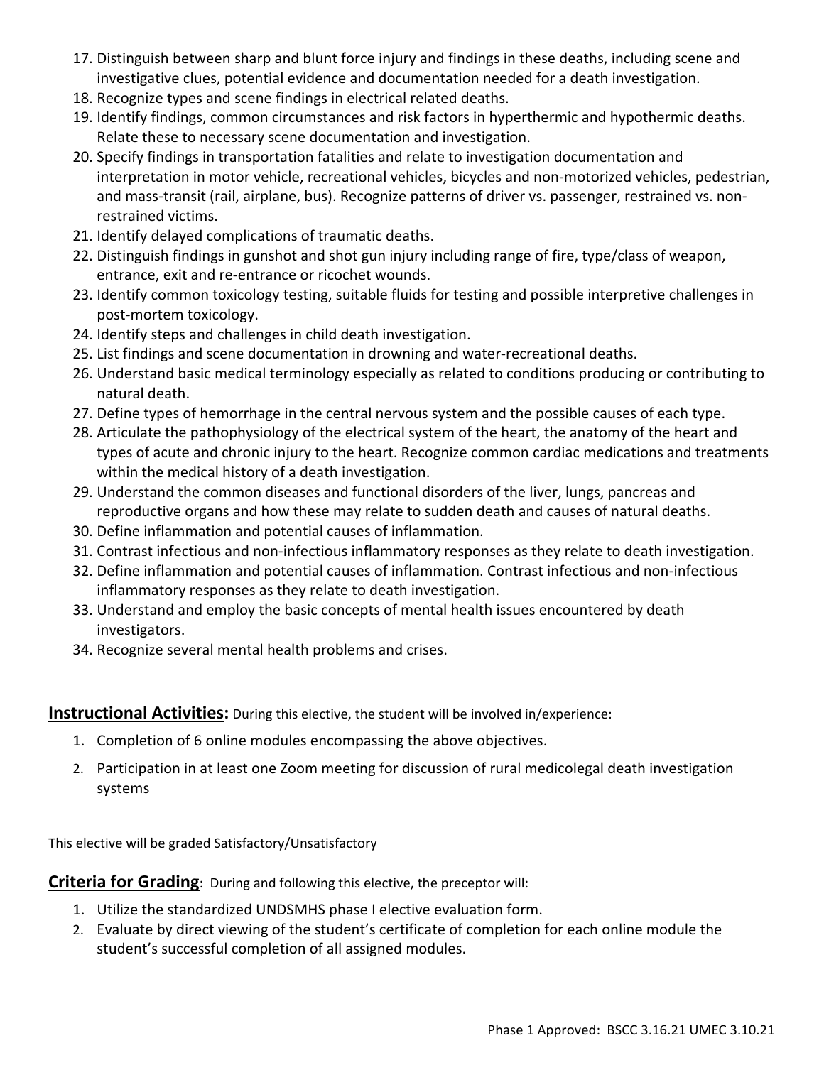17. Distinguish between sharp and blunt force injury and findings in these deaths, including scene and investigative clues, potential evidence and documentation needed for a death investigation.
18. Recognize types and scene findings in electrical related deaths.
19. Identify findings, common circumstances and risk factors in hyperthermic and hypothermic deaths. Relate these to necessary scene documentation and investigation.
20. Specify findings in transportation fatalities and relate to investigation documentation and interpretation in motor vehicle, recreational vehicles, bicycles and non-motorized vehicles, pedestrian, and mass-transit (rail, airplane, bus). Recognize patterns of driver vs. passenger, restrained vs. non-restrained victims.
21. Identify delayed complications of traumatic deaths.
22. Distinguish findings in gunshot and shot gun injury including range of fire, type/class of weapon, entrance, exit and re-entrance or ricochet wounds.
23. Identify common toxicology testing, suitable fluids for testing and possible interpretive challenges in post-mortem toxicology.
24. Identify steps and challenges in child death investigation.
25. List findings and scene documentation in drowning and water-recreational deaths.
26. Understand basic medical terminology especially as related to conditions producing or contributing to natural death.
27. Define types of hemorrhage in the central nervous system and the possible causes of each type.
28. Articulate the pathophysiology of the electrical system of the heart, the anatomy of the heart and types of acute and chronic injury to the heart. Recognize common cardiac medications and treatments within the medical history of a death investigation.
29. Understand the common diseases and functional disorders of the liver, lungs, pancreas and reproductive organs and how these may relate to sudden death and causes of natural deaths.
30. Define inflammation and potential causes of inflammation.
31. Contrast infectious and non-infectious inflammatory responses as they relate to death investigation.
32. Define inflammation and potential causes of inflammation. Contrast infectious and non-infectious inflammatory responses as they relate to death investigation.
33. Understand and employ the basic concepts of mental health issues encountered by death investigators.
34. Recognize several mental health problems and crises.

**Instructional Activities:** During this elective, the student will be involved in/experience:

1. Completion of 6 online modules encompassing the above objectives.
2. Participation in at least one Zoom meeting for discussion of rural medicolegal death investigation systems

This elective will be graded Satisfactory/Unsatisfactory

**Criteria for Grading**: During and following this elective, the preceptor will:

1. Utilize the standardized UNDSMHS phase I elective evaluation form.
2. Evaluate by direct viewing of the student's certificate of completion for each online module the student's successful completion of all assigned modules.

Phase 1 Approved: BSCC 3.16.21 UMEC 3.10.21